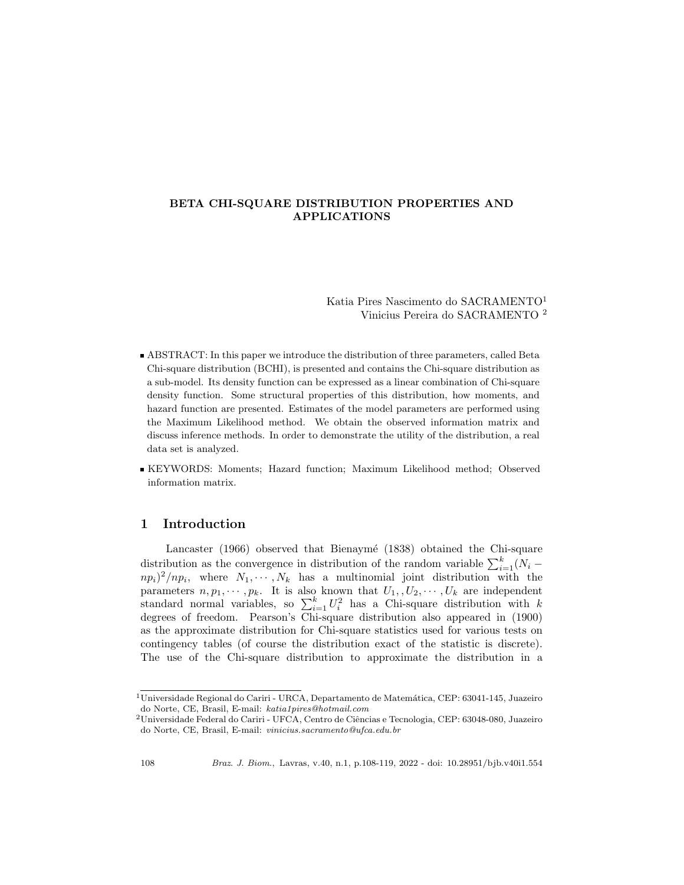# BETA CHI-SQUARE DISTRIBUTION PROPERTIES AND APPLICATIONS

Katia Pires Nascimento do SACRAMENTO[1]
Vinicius Pereira do SACRAMENTO [2]

- ABSTRACT: In this paper we introduce the distribution of three parameters, called Beta Chi-square distribution (BCHI), is presented and contains the Chi-square distribution as a sub-model. Its density function can be expressed as a linear combination of Chi-square density function. Some structural properties of this distribution, how moments, and hazard function are presented. Estimates of the model parameters are performed using the Maximum Likelihood method. We obtain the observed information matrix and discuss inference methods. In order to demonstrate the utility of the distribution, a real data set is analyzed.

- KEYWORDS: Moments; Hazard function; Maximum Likelihood method; Observed information matrix.

## 1 Introduction

Lancaster (1966) observed that Bienaymé (1838) obtained the Chi-square distribution as the convergence in distribution of the random variable $\sum_{i=1}^{k}(N_i - np_i)^2/np_i$, where $N_1, \cdots, N_k$ has a multinomial joint distribution with the parameters $n, p_1, \cdots, p_k$. It is also known that $U_1, , U_2, \cdots, U_k$ are independent standard normal variables, so $\sum_{i=1}^{k} U_i^2$ has a Chi-square distribution with $k$ degrees of freedom. Pearson's Chi-square distribution also appeared in (1900) as the approximate distribution for Chi-square statistics used for various tests on contingency tables (of course the distribution exact of the statistic is discrete). The use of the Chi-square distribution to approximate the distribution in a

[1] Universidade Regional do Cariri - URCA, Departamento de Matemática, CEP: 63041-145, Juazeiro do Norte, CE, Brasil, E-mail: *katia1pires@hotmail.com*

[2] Universidade Federal do Cariri - UFCA, Centro de Ciências e Tecnologia, CEP: 63048-080, Juazeiro do Norte, CE, Brasil, E-mail: *vinicius.sacramento@ufca.edu.br*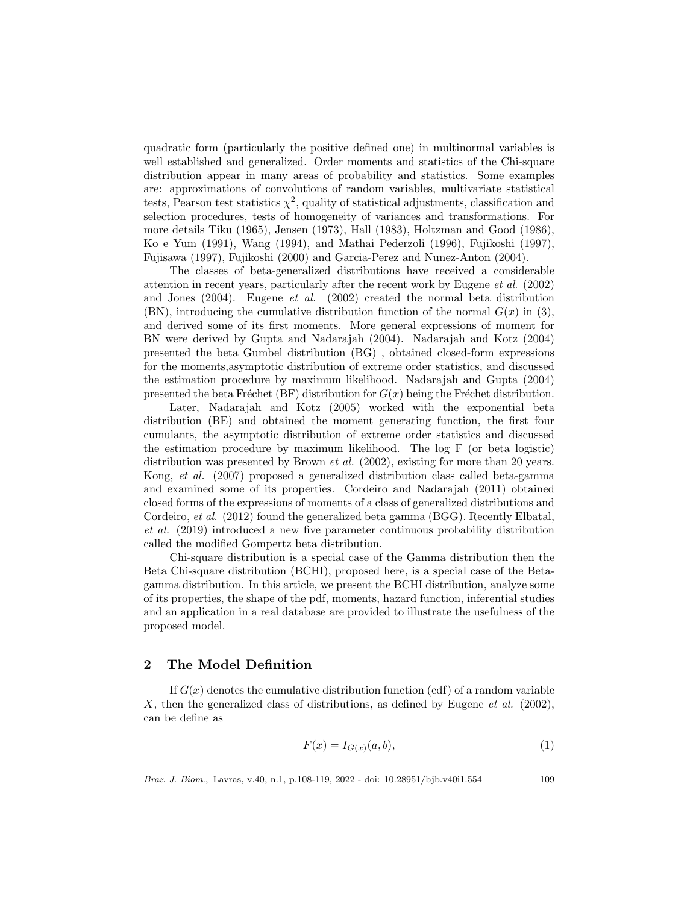quadratic form (particularly the positive defined one) in multinormal variables is well established and generalized. Order moments and statistics of the Chi-square distribution appear in many areas of probability and statistics. Some examples are: approximations of convolutions of random variables, multivariate statistical tests, Pearson test statistics $\chi^2$, quality of statistical adjustments, classification and selection procedures, tests of homogeneity of variances and transformations. For more details Tiku (1965), Jensen (1973), Hall (1983), Holtzman and Good (1986), Ko e Yum (1991), Wang (1994), and Mathai Pederzoli (1996), Fujikoshi (1997), Fujisawa (1997), Fujikoshi (2000) and Garcia-Perez and Nunez-Anton (2004).

The classes of beta-generalized distributions have received a considerable attention in recent years, particularly after the recent work by Eugene *et al*. (2002) and Jones (2004). Eugene *et al.* (2002) created the normal beta distribution (BN), introducing the cumulative distribution function of the normal $G(x)$ in (3), and derived some of its first moments. More general expressions of moment for BN were derived by Gupta and Nadarajah (2004). Nadarajah and Kotz (2004) presented the beta Gumbel distribution (BG) , obtained closed-form expressions for the moments,asymptotic distribution of extreme order statistics, and discussed the estimation procedure by maximum likelihood. Nadarajah and Gupta (2004) presented the beta Fréchet (BF) distribution for $G(x)$ being the Fréchet distribution.

Later, Nadarajah and Kotz (2005) worked with the exponential beta distribution (BE) and obtained the moment generating function, the first four cumulants, the asymptotic distribution of extreme order statistics and discussed the estimation procedure by maximum likelihood. The log F (or beta logistic) distribution was presented by Brown *et al.* (2002), existing for more than 20 years. Kong, *et al.* (2007) proposed a generalized distribution class called beta-gamma and examined some of its properties. Cordeiro and Nadarajah (2011) obtained closed forms of the expressions of moments of a class of generalized distributions and Cordeiro, *et al.* (2012) found the generalized beta gamma (BGG). Recently Elbatal, *et al.* (2019) introduced a new five parameter continuous probability distribution called the modified Gompertz beta distribution.

Chi-square distribution is a special case of the Gamma distribution then the Beta Chi-square distribution (BCHI), proposed here, is a special case of the Beta-gamma distribution. In this article, we present the BCHI distribution, analyze some of its properties, the shape of the pdf, moments, hazard function, inferential studies and an application in a real database are provided to illustrate the usefulness of the proposed model.

## 2 The Model Definition

If $G(x)$ denotes the cumulative distribution function (cdf) of a random variable $X$, then the generalized class of distributions, as defined by Eugene *et al.* (2002), can be define as

$$F(x) = I_{G(x)}(a, b), \tag{1}$$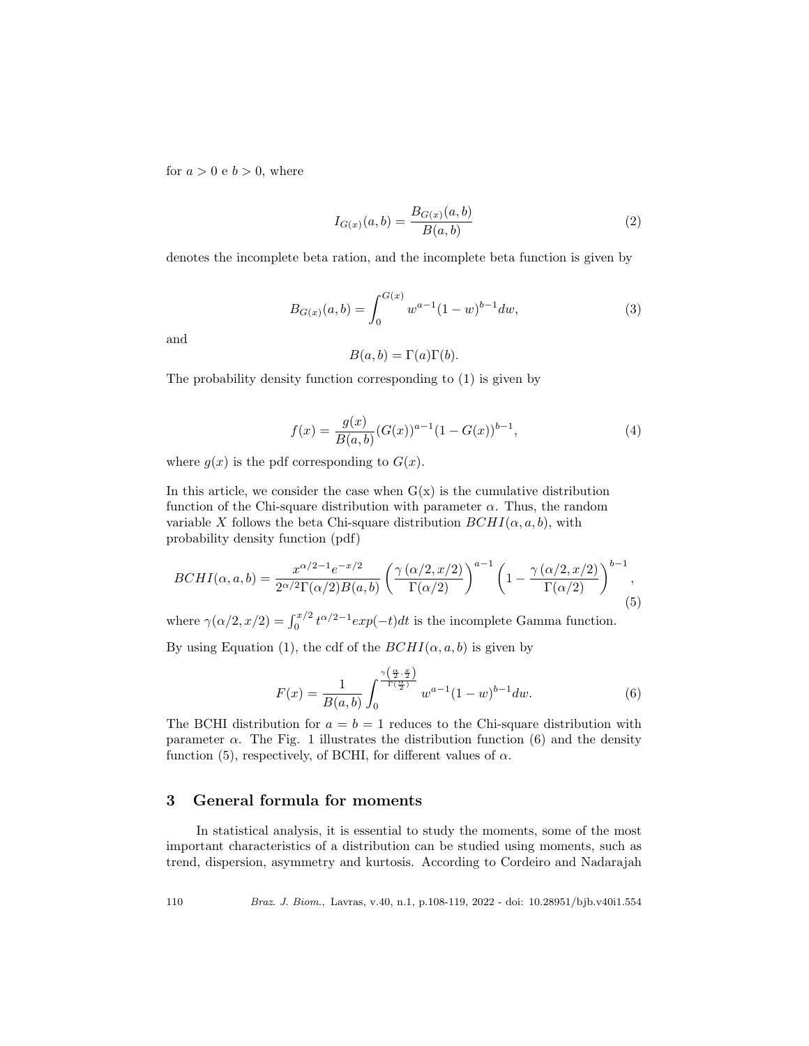for $a > 0$ e $b > 0$, where

$$I_{G(x)}(a,b) = \frac{B_{G(x)}(a,b)}{B(a,b)} \tag{2}$$

denotes the incomplete beta ration, and the incomplete beta function is given by

$$B_{G(x)}(a,b) = \int_0^{G(x)} w^{a-1}(1-w)^{b-1}dw, \tag{3}$$

and

$$B(a,b) = \Gamma(a)\Gamma(b).$$

The probability density function corresponding to (1) is given by

$$f(x) = \frac{g(x)}{B(a,b)}(G(x))^{a-1}(1-G(x))^{b-1}, \tag{4}$$

where $g(x)$ is the pdf corresponding to $G(x)$.

In this article, we consider the case when G(x) is the cumulative distribution function of the Chi-square distribution with parameter $\alpha$. Thus, the random variable $X$ follows the beta Chi-square distribution $BCHI(\alpha, a, b)$, with probability density function (pdf)

$$BCHI(\alpha,a,b) = \frac{x^{\alpha/2-1}e^{-x/2}}{2^{\alpha/2}\Gamma(\alpha/2)B(a,b)}\left(\frac{\gamma\left(\alpha/2, x/2\right)}{\Gamma(\alpha/2)}\right)^{a-1}\left(1-\frac{\gamma\left(\alpha/2, x/2\right)}{\Gamma(\alpha/2)}\right)^{b-1}, \tag{5}$$

where $\gamma(\alpha/2, x/2) = \int_0^{x/2} t^{\alpha/2-1}exp(-t)dt$ is the incomplete Gamma function.

By using Equation (1), the cdf of the $BCHI(\alpha, a, b)$ is given by

$$F(x) = \frac{1}{B(a,b)}\int_0^{\frac{\gamma\left(\frac{\alpha}{2},\frac{x}{2}\right)}{\Gamma\left(\frac{\alpha}{2}\right)}} w^{a-1}(1-w)^{b-1}dw. \tag{6}$$

The BCHI distribution for $a = b = 1$ reduces to the Chi-square distribution with parameter $\alpha$. The Fig. 1 illustrates the distribution function (6) and the density function (5), respectively, of BCHI, for different values of $\alpha$.

## 3 General formula for moments

In statistical analysis, it is essential to study the moments, some of the most important characteristics of a distribution can be studied using moments, such as trend, dispersion, asymmetry and kurtosis. According to Cordeiro and Nadarajah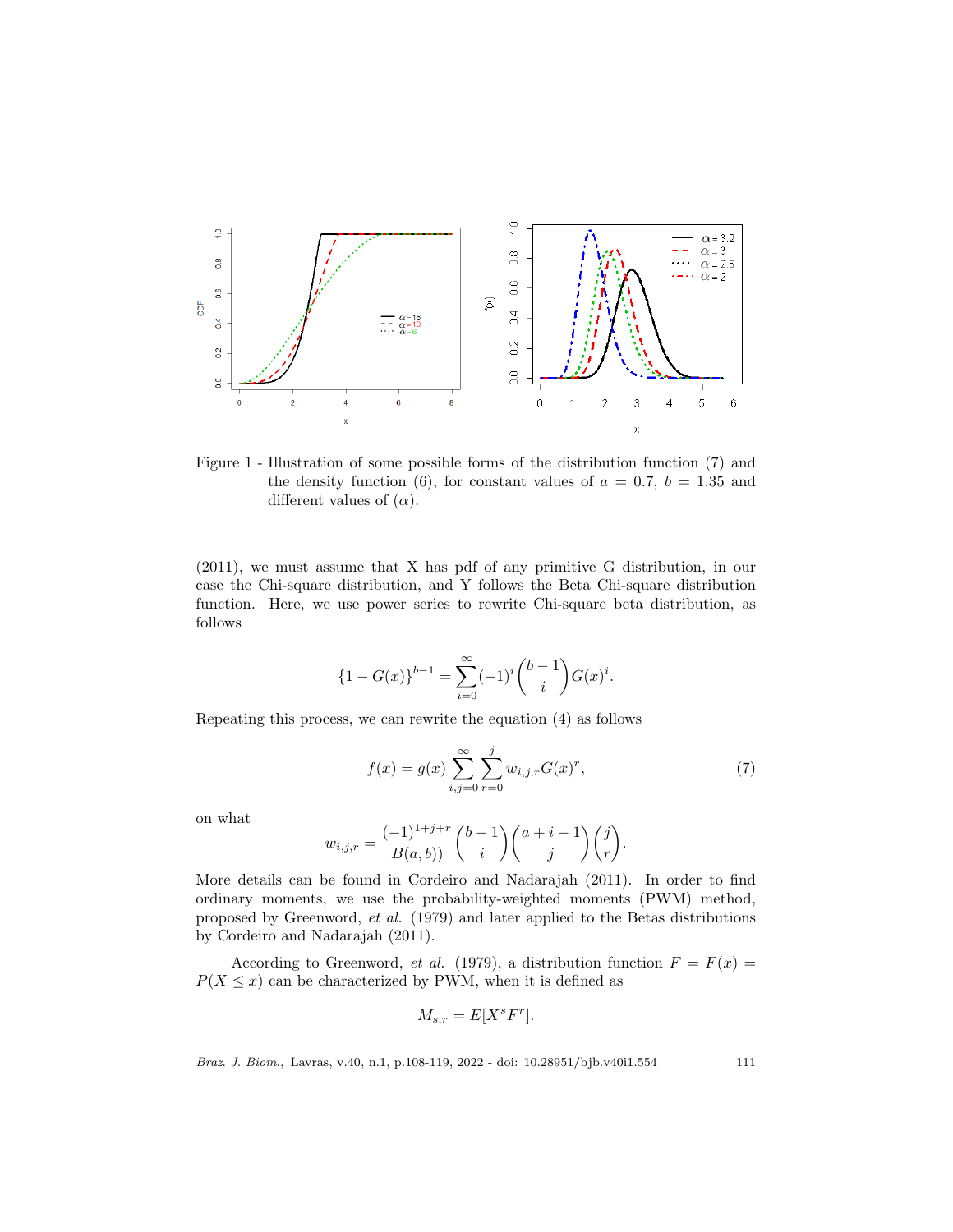Figure 1 - Illustration of some possible forms of the distribution function (7) and the density function (6), for constant values of $a = 0.7$, $b = 1.35$ and different values of ($\alpha$).

(2011), we must assume that X has pdf of any primitive G distribution, in our case the Chi-square distribution, and Y follows the Beta Chi-square distribution function. Here, we use power series to rewrite Chi-square beta distribution, as follows

$$\{1 - G(x)\}^{b-1} = \sum_{i=0}^{\infty} (-1)^i \binom{b-1}{i} G(x)^i.$$

Repeating this process, we can rewrite the equation (4) as follows

$$f(x) = g(x) \sum_{i,j=0}^{\infty} \sum_{r=0}^{j} w_{i,j,r} G(x)^r, \tag{7}$$

on what

$$w_{i,j,r} = \frac{(-1)^{1+j+r}}{B(a,b))} \binom{b-1}{i} \binom{a+i-1}{j} \binom{j}{r}.$$

More details can be found in Cordeiro and Nadarajah (2011). In order to find ordinary moments, we use the probability-weighted moments (PWM) method, proposed by Greenword, *et al.* (1979) and later applied to the Betas distributions by Cordeiro and Nadarajah (2011).

According to Greenword, *et al.* (1979), a distribution function $F = F(x) = P(X \leq x)$ can be characterized by PWM, when it is defined as

$$M_{s,r} = E[X^s F^r].$$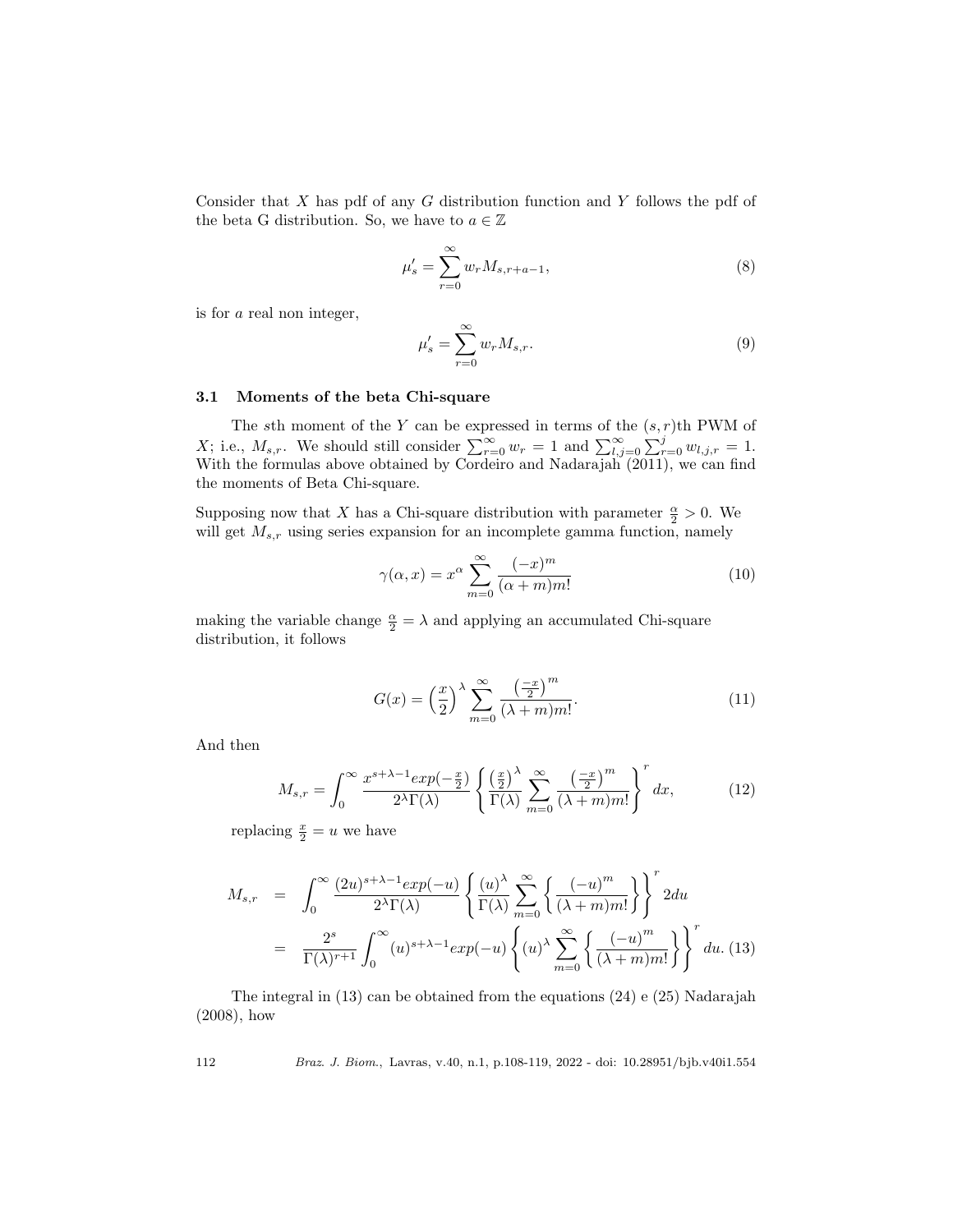Consider that $X$ has pdf of any $G$ distribution function and $Y$ follows the pdf of the beta G distribution. So, we have to $a \in \mathbb{Z}$

$$
\mu'_s = \sum_{r=0}^{\infty} w_r M_{s,r+a-1}, \tag{8}
$$

is for $a$ real non integer,

$$
\mu'_s = \sum_{r=0}^{\infty} w_r M_{s,r}. \tag{9}
$$

### 3.1 Moments of the beta Chi-square

The $s$th moment of the $Y$ can be expressed in terms of the $(s,r)$th PWM of $X$; i.e., $M_{s,r}$. We should still consider $\sum_{r=0}^{\infty} w_r = 1$ and $\sum_{l,j=0}^{\infty} \sum_{r=0}^{j} w_{l,j,r} = 1$. With the formulas above obtained by Cordeiro and Nadarajah (2011), we can find the moments of Beta Chi-square.

Supposing now that $X$ has a Chi-square distribution with parameter $\frac{\alpha}{2} > 0$. We will get $M_{s,r}$ using series expansion for an incomplete gamma function, namely

$$
\gamma(\alpha, x) = x^{\alpha} \sum_{m=0}^{\infty} \frac{(-x)^m}{(\alpha + m)m!} \tag{10}
$$

making the variable change $\frac{\alpha}{2} = \lambda$ and applying an accumulated Chi-square distribution, it follows

$$
G(x) = \left(\frac{x}{2}\right)^{\lambda} \sum_{m=0}^{\infty} \frac{\left(\frac{-x}{2}\right)^m}{(\lambda + m)m!}. \tag{11}
$$

And then

$$
M_{s,r} = \int_0^{\infty} \frac{x^{s+\lambda-1} exp(-\frac{x}{2})}{2^{\lambda}\Gamma(\lambda)} \left\{ \frac{\left(\frac{x}{2}\right)^{\lambda}}{\Gamma(\lambda)} \sum_{m=0}^{\infty} \frac{\left(\frac{-x}{2}\right)^m}{(\lambda + m)m!} \right\}^r dx, \tag{12}
$$

replacing $\frac{x}{2} = u$ we have

$$
\begin{aligned}
M_{s,r} &= \int_0^{\infty} \frac{(2u)^{s+\lambda-1} exp(-u)}{2^{\lambda}\Gamma(\lambda)} \left\{ \frac{(u)^{\lambda}}{\Gamma(\lambda)} \sum_{m=0}^{\infty} \left\{ \frac{(-u)^m}{(\lambda + m)m!} \right\} \right\}^r 2du \\
&= \frac{2^s}{\Gamma(\lambda)^{r+1}} \int_0^{\infty} (u)^{s+\lambda-1} exp(-u) \left\{ (u)^{\lambda} \sum_{m=0}^{\infty} \left\{ \frac{(-u)^m}{(\lambda + m)m!} \right\} \right\}^r du. \quad (13)
\end{aligned}
$$

The integral in (13) can be obtained from the equations (24) e (25) Nadarajah (2008), how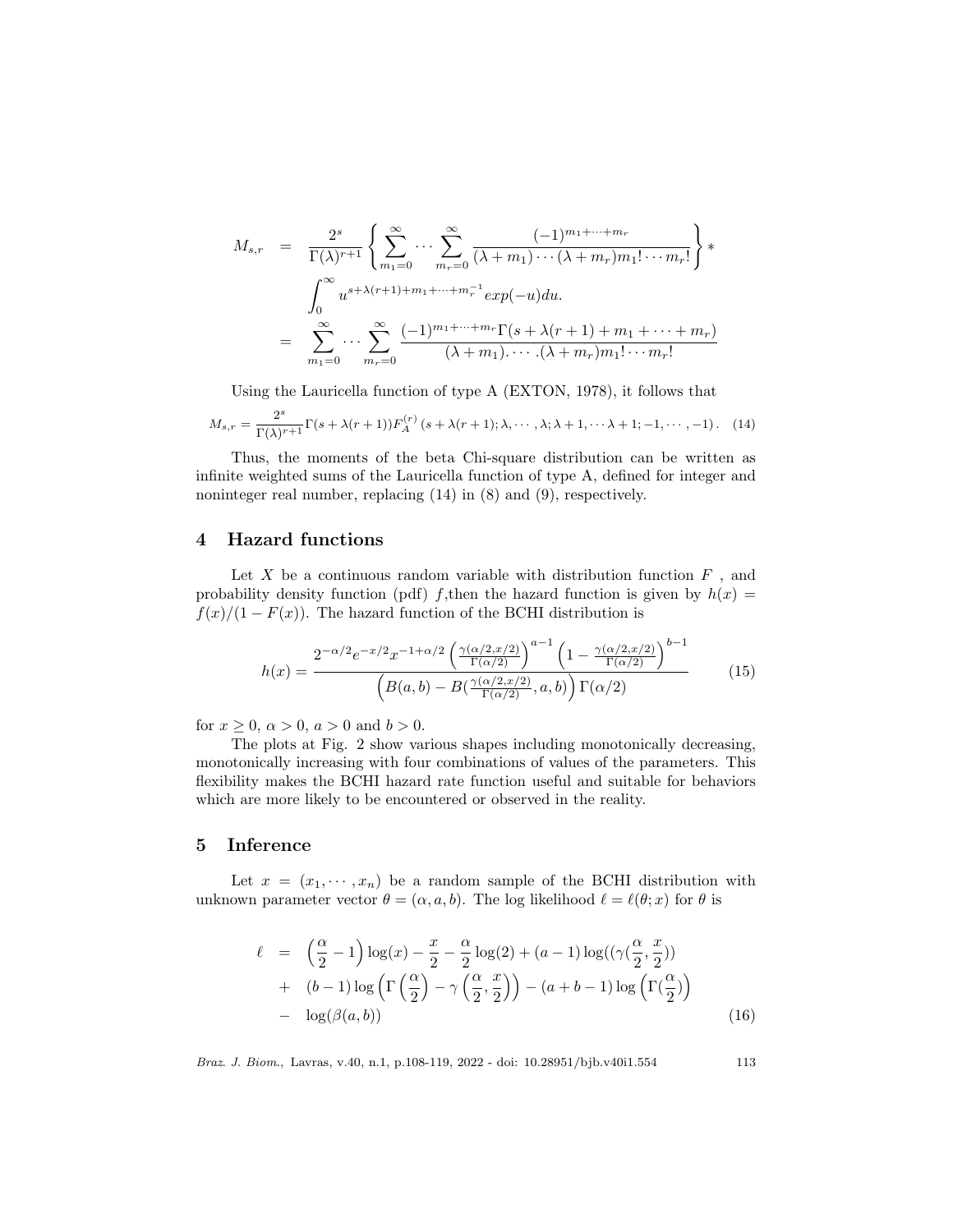$$
\begin{aligned}
M_{s,r} &= \frac{2^s}{\Gamma(\lambda)^{r+1}} \left\{ \sum_{m_1=0}^{\infty} \cdots \sum_{m_r=0}^{\infty} \frac{(-1)^{m_1+\cdots+m_r}}{(\lambda+m_1)\cdots(\lambda+m_r)m_1!\cdots m_r!} \right\} * \\
&\quad \int_0^{\infty} u^{s+\lambda(r+1)+m_1+\cdots+m_r^{-1}} exp(-u) du. \\
&= \sum_{m_1=0}^{\infty} \cdots \sum_{m_r=0}^{\infty} \frac{(-1)^{m_1+\cdots+m_r} \Gamma(s+\lambda(r+1)+m_1+\cdots+m_r)}{(\lambda+m_1).\cdots.(\lambda+m_r)m_1!\cdots m_r!}
\end{aligned}
$$

Using the Lauricella function of type A (EXTON, 1978), it follows that

$$
M_{s,r} = \frac{2^s}{\Gamma(\lambda)^{r+1}} \Gamma(s+\lambda(r+1)) F_A^{(r)} \left(s+\lambda(r+1); \lambda, \cdots, \lambda; \lambda+1, \cdots \lambda+1; -1, \cdots, -1\right). \quad (14)
$$

Thus, the moments of the beta Chi-square distribution can be written as infinite weighted sums of the Lauricella function of type A, defined for integer and noninteger real number, replacing (14) in (8) and (9), respectively.

## 4 Hazard functions

Let $X$ be a continuous random variable with distribution function $F$ , and probability density function (pdf) $f$,then the hazard function is given by $h(x) = f(x)/(1-F(x))$. The hazard function of the BCHI distribution is

$$
h(x) = \frac{2^{-\alpha/2} e^{-x/2} x^{-1+\alpha/2} \left(\frac{\gamma(\alpha/2, x/2)}{\Gamma(\alpha/2)}\right)^{a-1} \left(1 - \frac{\gamma(\alpha/2, x/2)}{\Gamma(\alpha/2)}\right)^{b-1}}{\left(B(a,b) - B(\frac{\gamma(\alpha/2, x/2)}{\Gamma(\alpha/2)}, a, b)\right) \Gamma(\alpha/2)} \quad (15)
$$

for $x \geq 0$, $\alpha > 0$, $a > 0$ and $b > 0$.

The plots at Fig. 2 show various shapes including monotonically decreasing, monotonically increasing with four combinations of values of the parameters. This flexibility makes the BCHI hazard rate function useful and suitable for behaviors which are more likely to be encountered or observed in the reality.

## 5 Inference

Let $x = (x_1, \cdots, x_n)$ be a random sample of the BCHI distribution with unknown parameter vector $\theta = (\alpha, a, b)$. The log likelihood $\ell = \ell(\theta; x)$ for $\theta$ is

$$
\begin{aligned}
\ell &= \left(\frac{\alpha}{2} - 1\right) \log(x) - \frac{x}{2} - \frac{\alpha}{2} \log(2) + (a-1) \log((\gamma(\frac{\alpha}{2}, \frac{x}{2})) \\
&+ (b-1) \log\left(\Gamma\left(\frac{\alpha}{2}\right) - \gamma\left(\frac{\alpha}{2}, \frac{x}{2}\right)\right) - (a+b-1) \log\left(\Gamma(\frac{\alpha}{2})\right) \\
&- \log(\beta(a,b)) \quad (16)
\end{aligned}
$$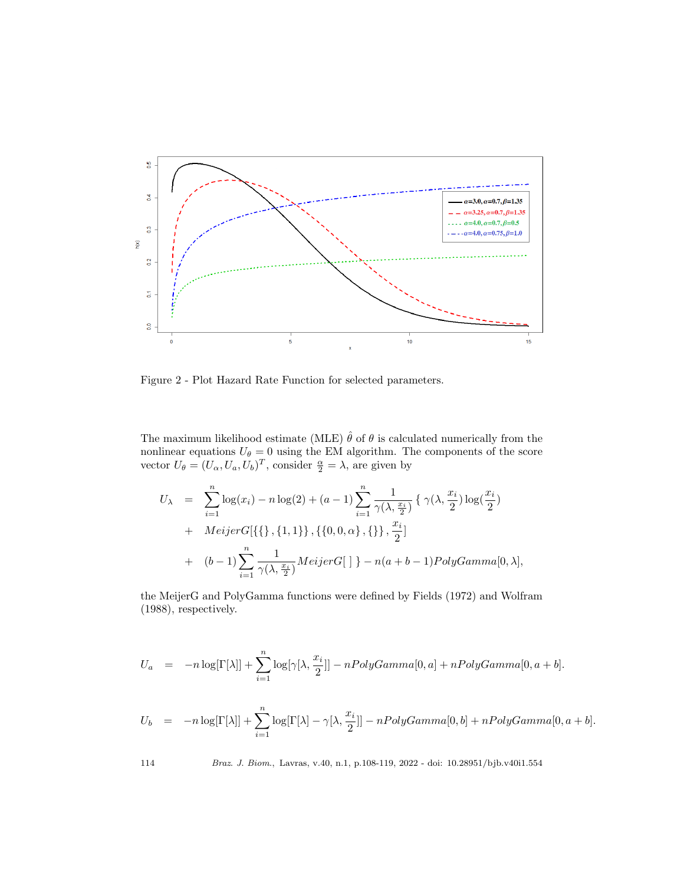Figure 2 - Plot Hazard Rate Function for selected parameters.

The maximum likelihood estimate (MLE) $\hat{\theta}$ of $\theta$ is calculated numerically from the nonlinear equations $U_\theta = 0$ using the EM algorithm. The components of the score vector $U_\theta = (U_\alpha, U_a, U_b)^T$, consider $\frac{\alpha}{2} = \lambda$, are given by

$$
\begin{aligned}
U_\lambda &= \sum_{i=1}^{n} \log(x_i) - n\log(2) + (a-1)\sum_{i=1}^{n} \frac{1}{\gamma(\lambda, \frac{x_i}{2})} \{ \, \gamma(\lambda, \frac{x_i}{2}) \log(\frac{x_i}{2}) \\
&+ \; MeijerG[\{\{\}, \{1, 1\}\}, \{\{0, 0, \alpha\}, \{\}\}, \frac{x_i}{2}] \\
&+ \; (b-1)\sum_{i=1}^{n} \frac{1}{\gamma(\lambda, \frac{x_i}{2})} MeijerG[\;] \, \} - n(a+b-1) PolyGamma[0, \lambda],
\end{aligned}
$$

the MeijerG and PolyGamma functions were defined by Fields (1972) and Wolfram (1988), respectively.

$$
U_a \;=\; -n\log[\Gamma[\lambda]] + \sum_{i=1}^{n} \log[\gamma[\lambda, \frac{x_i}{2}]] - nPolyGamma[0, a] + nPolyGamma[0, a+b].
$$

$$
U_b \;=\; -n\log[\Gamma[\lambda]] + \sum_{i=1}^{n} \log[\Gamma[\lambda] - \gamma[\lambda, \frac{x_i}{2}]] - nPolyGamma[0, b] + nPolyGamma[0, a+b].
$$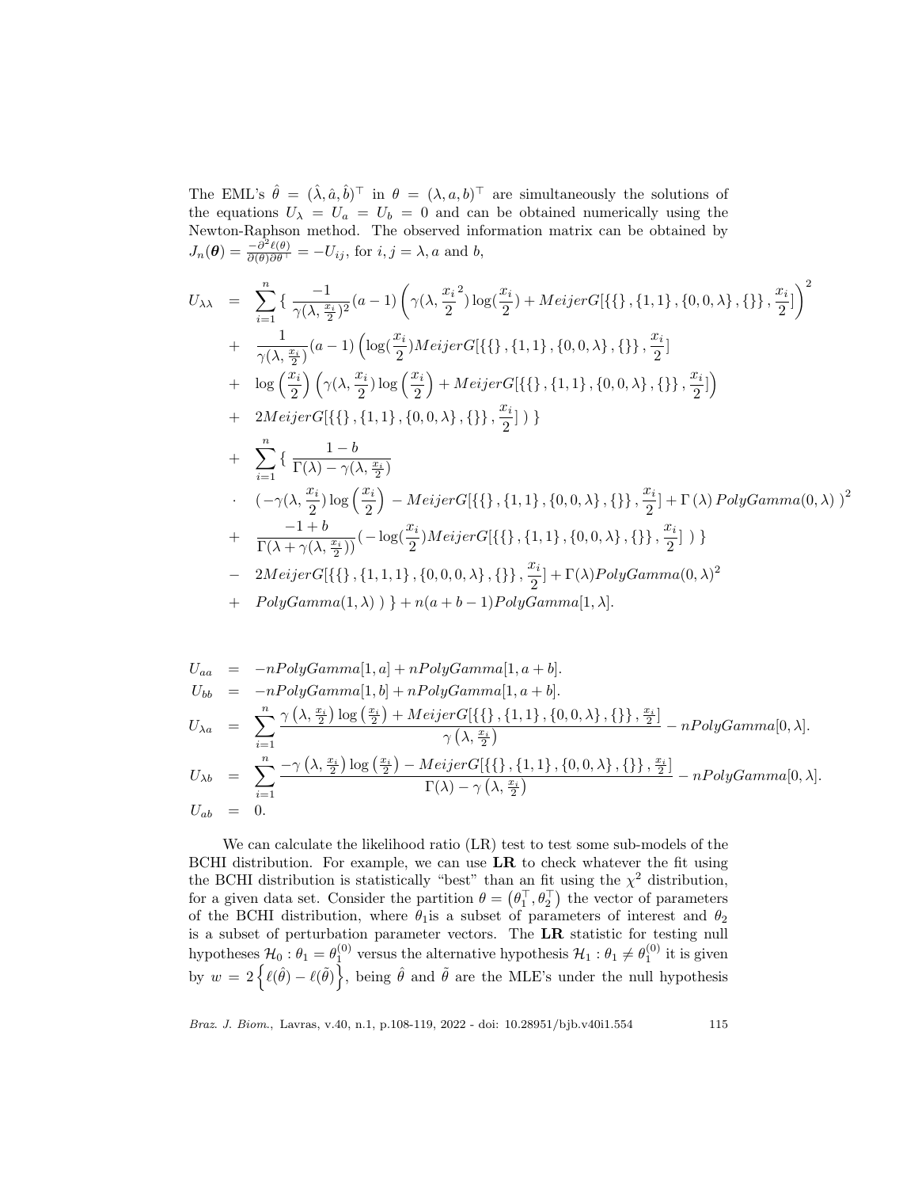The EML's $\hat{\theta} = (\hat{\lambda}, \hat{a}, \hat{b})^\top$ in $\theta = (\lambda, a, b)^\top$ are simultaneously the solutions of the equations $U_\lambda = U_a = U_b = 0$ and can be obtained numerically using the Newton-Raphson method. The observed information matrix can be obtained by $J_n(\boldsymbol{\theta}) = \frac{-\partial^2 \ell(\theta)}{\partial(\theta)\partial\theta^\top} = -U_{ij}$, for $i, j = \lambda, a$ and $b$,

$$
\begin{aligned}
U_{\lambda\lambda} &= \sum_{i=1}^{n} \{ \frac{-1}{\gamma(\lambda, \frac{x_i}{2})^2}(a-1)\left(\gamma(\lambda, \frac{{x_i}^2}{2})\log(\frac{x_i}{2}) + MeijerG[\{\{\}, \{1,1\}, \{0,0,\lambda\}, \{\}\}, \frac{x_i}{2}]\right)^2 \\
&+ \frac{1}{\gamma(\lambda, \frac{x_i}{2})}(a-1)\left(\log(\frac{x_i}{2})MeijerG[\{\{\}, \{1,1\}, \{0,0,\lambda\}, \{\}\}, \frac{x_i}{2}]\right. \\
&+ \log\left(\frac{x_i}{2}\right)\left(\gamma(\lambda, \frac{x_i}{2})\log\left(\frac{x_i}{2}\right) + MeijerG[\{\{\}, \{1,1\}, \{0,0,\lambda\}, \{\}\}, \frac{x_i}{2}]\right) \\
&+ 2MeijerG[\{\{\}, \{1,1\}, \{0,0,\lambda\}, \{\}\}, \frac{x_i}{2}]\ )\ \} \\
&+ \sum_{i=1}^{n} \{ \frac{1-b}{\Gamma(\lambda) - \gamma(\lambda, \frac{x_i}{2})} \\
&\cdot \left(-\gamma(\lambda, \frac{x_i}{2})\log\left(\frac{x_i}{2}\right) - MeijerG[\{\{\}, \{1,1\}, \{0,0,\lambda\}, \{\}\}, \frac{x_i}{2}] + \Gamma(\lambda)\, PolyGamma(0,\lambda)\ \right)^2 \\
&+ \frac{-1+b}{\Gamma(\lambda + \gamma(\lambda, \frac{x_i}{2}))}(-\log(\frac{x_i}{2})MeijerG[\{\{\}, \{1,1\}, \{0,0,\lambda\}, \{\}\}, \frac{x_i}{2}]\ )\ \} \\
&- 2MeijerG[\{\{\}, \{1,1,1\}, \{0,0,0,\lambda\}, \{\}\}, \frac{x_i}{2}] + \Gamma(\lambda)PolyGamma(0,\lambda)^2 \\
&+ PolyGamma(1,\lambda)\ )\ \} + n(a+b-1)PolyGamma[1,\lambda].
\end{aligned}
$$

$$
\begin{aligned}
U_{aa} &= -nPolyGamma[1,a] + nPolyGamma[1,a+b]. \\
U_{bb} &= -nPolyGamma[1,b] + nPolyGamma[1,a+b]. \\
U_{\lambda a} &= \sum_{i=1}^{n} \frac{\gamma\left(\lambda, \frac{x_i}{2}\right)\log\left(\frac{x_i}{2}\right) + MeijerG[\{\{\}, \{1,1\}, \{0,0,\lambda\}, \{\}\}, \frac{x_i}{2}]}{\gamma\left(\lambda, \frac{x_i}{2}\right)} - nPolyGamma[0,\lambda]. \\
U_{\lambda b} &= \sum_{i=1}^{n} \frac{-\gamma\left(\lambda, \frac{x_i}{2}\right)\log\left(\frac{x_i}{2}\right) - MeijerG[\{\{\}, \{1,1\}, \{0,0,\lambda\}, \{\}\}, \frac{x_i}{2}]}{\Gamma(\lambda) - \gamma\left(\lambda, \frac{x_i}{2}\right)} - nPolyGamma[0,\lambda]. \\
U_{ab} &= 0.
\end{aligned}
$$

We can calculate the likelihood ratio (LR) test to test some sub-models of the BCHI distribution. For example, we can use **LR** to check whatever the fit using the BCHI distribution is statistically "best" than an fit using the $\chi^2$ distribution, for a given data set. Consider the partition $\theta = \left(\theta_1^\top, \theta_2^\top\right)$ the vector of parameters of the BCHI distribution, where $\theta_1$is a subset of parameters of interest and $\theta_2$ is a subset of perturbation parameter vectors. The **LR** statistic for testing null hypotheses $\mathcal{H}_0 : \theta_1 = \theta_1^{(0)}$ versus the alternative hypothesis $\mathcal{H}_1 : \theta_1 \neq \theta_1^{(0)}$ it is given by $w = 2\left\{\ell(\hat{\theta}) - \ell(\tilde{\theta})\right\}$, being $\hat{\theta}$ and $\tilde{\theta}$ are the MLE's under the null hypothesis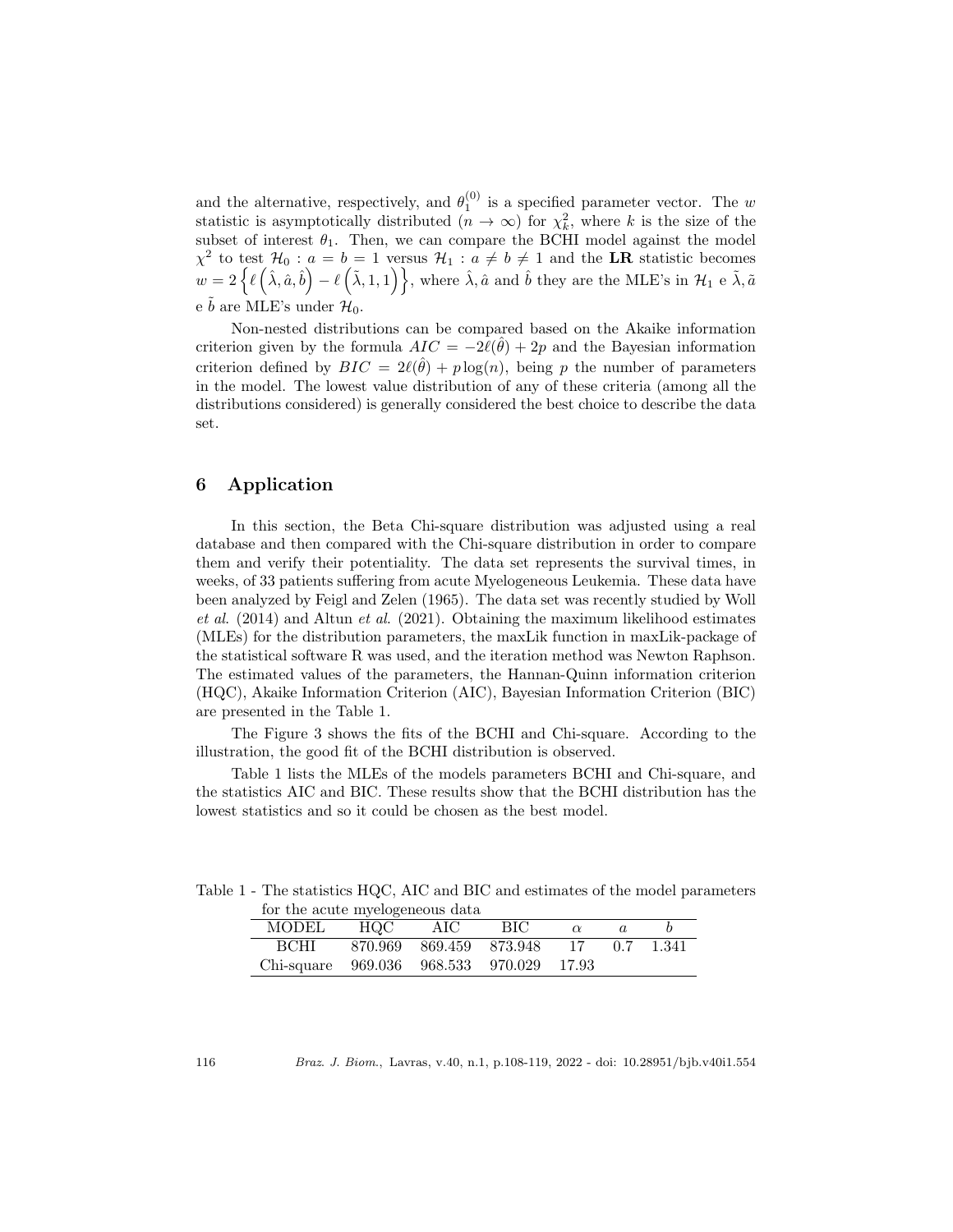and the alternative, respectively, and $\theta_1^{(0)}$ is a specified parameter vector. The $w$ statistic is asymptotically distributed ($n \to \infty$) for $\chi^2_k$, where $k$ is the size of the subset of interest $\theta_1$. Then, we can compare the BCHI model against the model $\chi^2$ to test $\mathcal{H}_0 : a = b = 1$ versus $\mathcal{H}_1 : a \neq b \neq 1$ and the **LR** statistic becomes $w = 2\left\{\ell\left(\hat{\lambda}, \hat{a}, \hat{b}\right) - \ell\left(\tilde{\lambda}, 1, 1\right)\right\}$, where $\hat{\lambda}, \hat{a}$ and $\hat{b}$ they are the MLE's in $\mathcal{H}_1$ e $\tilde{\lambda}, \tilde{a}$ e $\tilde{b}$ are MLE's under $\mathcal{H}_0$.

Non-nested distributions can be compared based on the Akaike information criterion given by the formula $AIC = -2\ell(\hat{\theta}) + 2p$ and the Bayesian information criterion defined by $BIC = 2\ell(\hat{\theta}) + p\log(n)$, being $p$ the number of parameters in the model. The lowest value distribution of any of these criteria (among all the distributions considered) is generally considered the best choice to describe the data set.

## 6 Application

In this section, the Beta Chi-square distribution was adjusted using a real database and then compared with the Chi-square distribution in order to compare them and verify their potentiality. The data set represents the survival times, in weeks, of 33 patients suffering from acute Myelogeneous Leukemia. These data have been analyzed by Feigl and Zelen (1965). The data set was recently studied by Woll *et al*. (2014) and Altun *et al*. (2021). Obtaining the maximum likelihood estimates (MLEs) for the distribution parameters, the maxLik function in maxLik-package of the statistical software R was used, and the iteration method was Newton Raphson. The estimated values of the parameters, the Hannan-Quinn information criterion (HQC), Akaike Information Criterion (AIC), Bayesian Information Criterion (BIC) are presented in the Table 1.

The Figure 3 shows the fits of the BCHI and Chi-square. According to the illustration, the good fit of the BCHI distribution is observed.

Table 1 lists the MLEs of the models parameters BCHI and Chi-square, and the statistics AIC and BIC. These results show that the BCHI distribution has the lowest statistics and so it could be chosen as the best model.

Table 1 - The statistics HQC, AIC and BIC and estimates of the model parameters for the acute myelogeneous data

| MODEL | HQC | AIC | BIC | $\alpha$ | $a$ | $b$ |
|---|---|---|---|---|---|---|
| BCHI | 870.969 | 869.459 | 873.948 | 17 | 0.7 | 1.341 |
| Chi-square | 969.036 | 968.533 | 970.029 | 17.93 | | |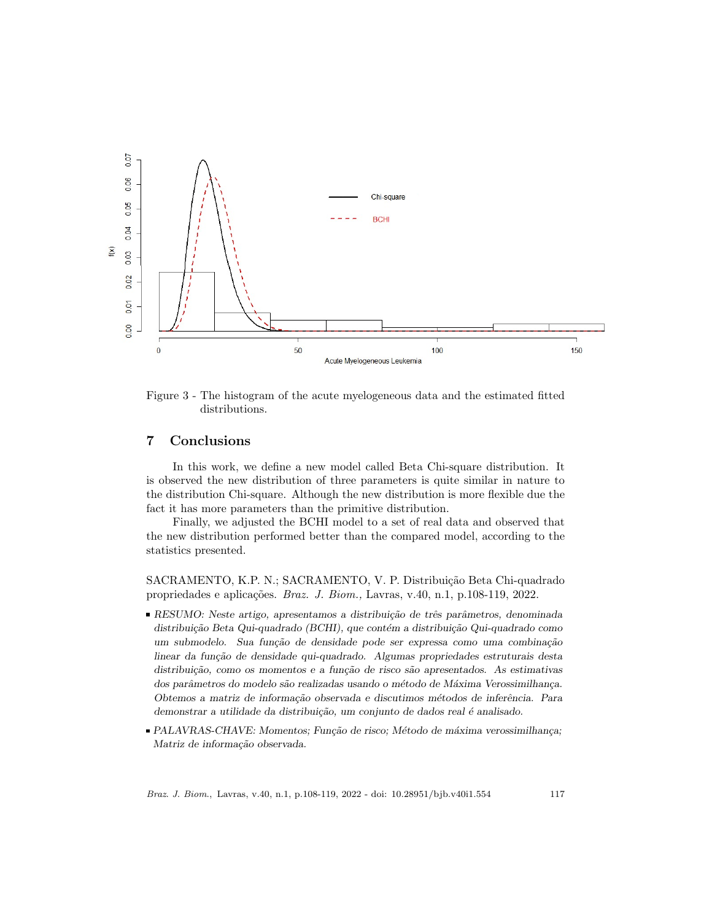Figure 3 - The histogram of the acute myelogeneous data and the estimated fitted distributions.

## 7 Conclusions

In this work, we define a new model called Beta Chi-square distribution. It is observed the new distribution of three parameters is quite similar in nature to the distribution Chi-square. Although the new distribution is more flexible due the fact it has more parameters than the primitive distribution.

Finally, we adjusted the BCHI model to a set of real data and observed that the new distribution performed better than the compared model, according to the statistics presented.

SACRAMENTO, K.P. N.; SACRAMENTO, V. P. Distribuição Beta Chi-quadrado propriedades e aplicações. *Braz. J. Biom.,* Lavras, v.40, n.1, p.108-119, 2022.

- *RESUMO: Neste artigo, apresentamos a distribuição de três parâmetros, denominada distribuição Beta Qui-quadrado (BCHI), que contém a distribuição Qui-quadrado como um submodelo. Sua função de densidade pode ser expressa como uma combinação linear da função de densidade qui-quadrado. Algumas propriedades estruturais desta distribuição, como os momentos e a função de risco são apresentados. As estimativas dos parâmetros do modelo são realizadas usando o método de Máxima Verossimilhança. Obtemos a matriz de informação observada e discutimos métodos de inferência. Para demonstrar a utilidade da distribuição, um conjunto de dados real é analisado.*
- *PALAVRAS-CHAVE: Momentos; Função de risco; Método de máxima verossimilhança; Matriz de informação observada.*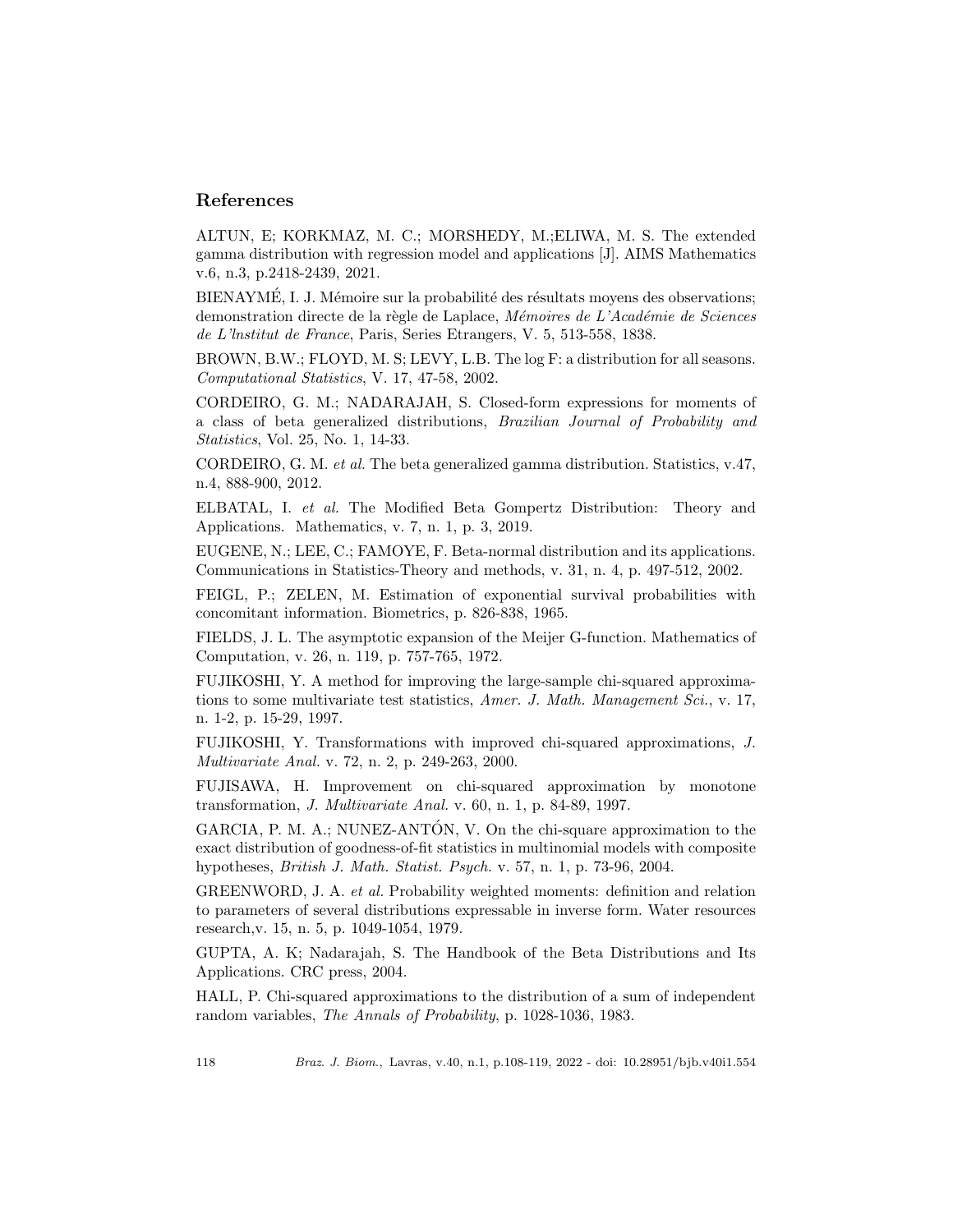## References

ALTUN, E; KORKMAZ, M. C.; MORSHEDY, M.;ELIWA, M. S. The extended gamma distribution with regression model and applications [J]. AIMS Mathematics v.6, n.3, p.2418-2439, 2021.

BIENAYMÉ, I. J. Mémoire sur la probabilité des résultats moyens des observations; demonstration directe de la règle de Laplace, *Mémoires de L'Académie de Sciences de L'lnstitut de France*, Paris, Series Etrangers, V. 5, 513-558, 1838.

BROWN, B.W.; FLOYD, M. S; LEVY, L.B. The log F: a distribution for all seasons. *Computational Statistics*, V. 17, 47-58, 2002.

CORDEIRO, G. M.; NADARAJAH, S. Closed-form expressions for moments of a class of beta generalized distributions, *Brazilian Journal of Probability and Statistics*, Vol. 25, No. 1, 14-33.

CORDEIRO, G. M. *et al.* The beta generalized gamma distribution. Statistics, v.47, n.4, 888-900, 2012.

ELBATAL, I. *et al.* The Modified Beta Gompertz Distribution: Theory and Applications. Mathematics, v. 7, n. 1, p. 3, 2019.

EUGENE, N.; LEE, C.; FAMOYE, F. Beta-normal distribution and its applications. Communications in Statistics-Theory and methods, v. 31, n. 4, p. 497-512, 2002.

FEIGL, P.; ZELEN, M. Estimation of exponential survival probabilities with concomitant information. Biometrics, p. 826-838, 1965.

FIELDS, J. L. The asymptotic expansion of the Meijer G-function. Mathematics of Computation, v. 26, n. 119, p. 757-765, 1972.

FUJIKOSHI, Y. A method for improving the large-sample chi-squared approximations to some multivariate test statistics, *Amer. J. Math. Management Sci.*, v. 17, n. 1-2, p. 15-29, 1997.

FUJIKOSHI, Y. Transformations with improved chi-squared approximations, *J. Multivariate Anal.* v. 72, n. 2, p. 249-263, 2000.

FUJISAWA, H. Improvement on chi-squared approximation by monotone transformation, *J. Multivariate Anal.* v. 60, n. 1, p. 84-89, 1997.

GARCIA, P. M. A.; NUNEZ-ANTÓN, V. On the chi-square approximation to the exact distribution of goodness-of-fit statistics in multinomial models with composite hypotheses, *British J. Math. Statist. Psych.* v. 57, n. 1, p. 73-96, 2004.

GREENWORD, J. A. *et al.* Probability weighted moments: definition and relation to parameters of several distributions expressable in inverse form. Water resources research,v. 15, n. 5, p. 1049-1054, 1979.

GUPTA, A. K; Nadarajah, S. The Handbook of the Beta Distributions and Its Applications. CRC press, 2004.

HALL, P. Chi-squared approximations to the distribution of a sum of independent random variables, *The Annals of Probability*, p. 1028-1036, 1983.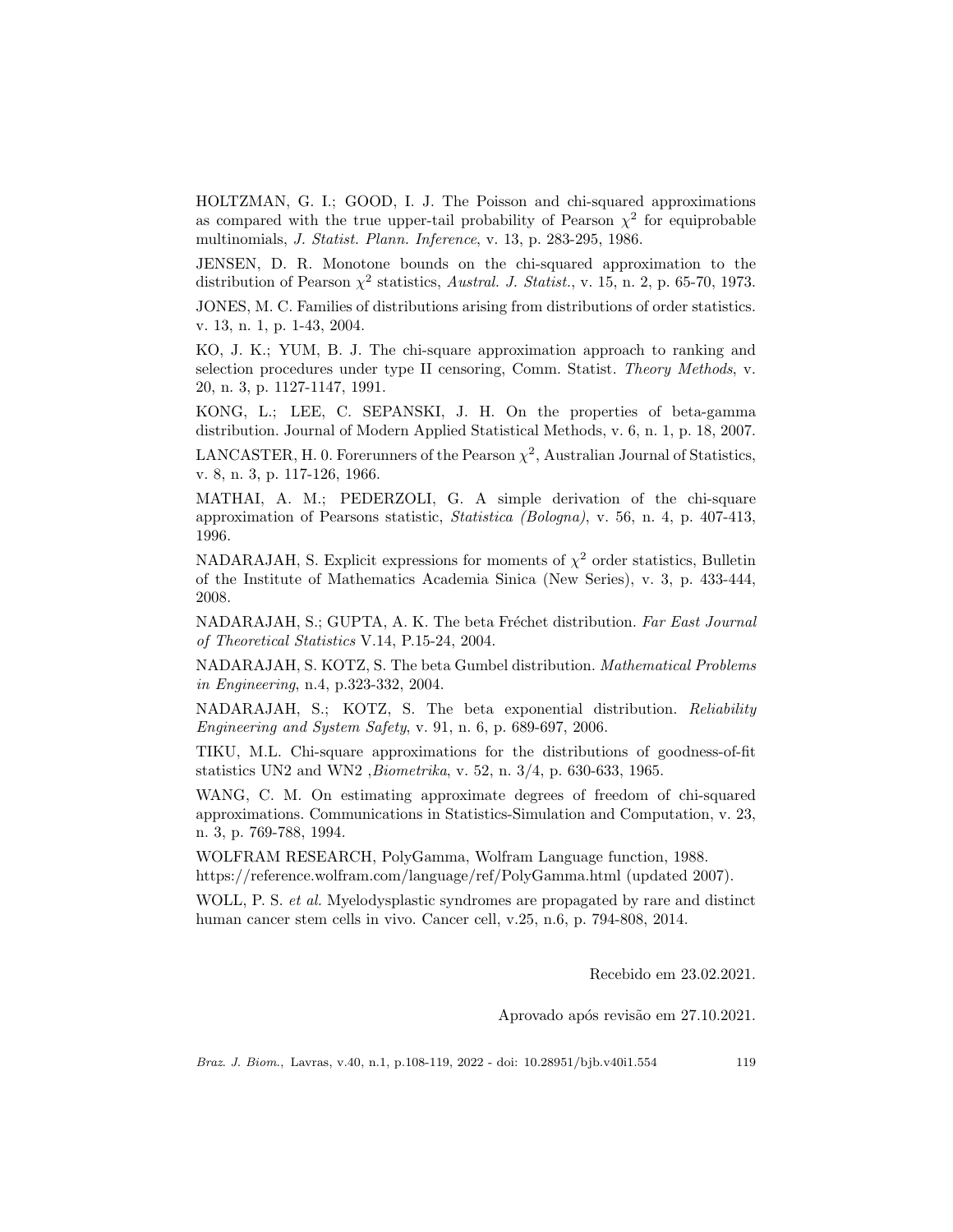HOLTZMAN, G. I.; GOOD, I. J. The Poisson and chi-squared approximations as compared with the true upper-tail probability of Pearson $\chi^2$ for equiprobable multinomials, *J. Statist. Plann. Inference*, v. 13, p. 283-295, 1986.

JENSEN, D. R. Monotone bounds on the chi-squared approximation to the distribution of Pearson $\chi^2$ statistics, *Austral. J. Statist.*, v. 15, n. 2, p. 65-70, 1973.

JONES, M. C. Families of distributions arising from distributions of order statistics. v. 13, n. 1, p. 1-43, 2004.

KO, J. K.; YUM, B. J. The chi-square approximation approach to ranking and selection procedures under type II censoring, Comm. Statist. *Theory Methods*, v. 20, n. 3, p. 1127-1147, 1991.

KONG, L.; LEE, C. SEPANSKI, J. H. On the properties of beta-gamma distribution. Journal of Modern Applied Statistical Methods, v. 6, n. 1, p. 18, 2007.

LANCASTER, H. 0. Forerunners of the Pearson $\chi^2$, Australian Journal of Statistics, v. 8, n. 3, p. 117-126, 1966.

MATHAI, A. M.; PEDERZOLI, G. A simple derivation of the chi-square approximation of Pearsons statistic, *Statistica (Bologna)*, v. 56, n. 4, p. 407-413, 1996.

NADARAJAH, S. Explicit expressions for moments of $\chi^2$ order statistics, Bulletin of the Institute of Mathematics Academia Sinica (New Series), v. 3, p. 433-444, 2008.

NADARAJAH, S.; GUPTA, A. K. The beta Fréchet distribution. *Far East Journal of Theoretical Statistics* V.14, P.15-24, 2004.

NADARAJAH, S. KOTZ, S. The beta Gumbel distribution. *Mathematical Problems in Engineering*, n.4, p.323-332, 2004.

NADARAJAH, S.; KOTZ, S. The beta exponential distribution. *Reliability Engineering and System Safety*, v. 91, n. 6, p. 689-697, 2006.

TIKU, M.L. Chi-square approximations for the distributions of goodness-of-fit statistics UN2 and WN2 ,*Biometrika*, v. 52, n. 3/4, p. 630-633, 1965.

WANG, C. M. On estimating approximate degrees of freedom of chi-squared approximations. Communications in Statistics-Simulation and Computation, v. 23, n. 3, p. 769-788, 1994.

WOLFRAM RESEARCH, PolyGamma, Wolfram Language function, 1988. https://reference.wolfram.com/language/ref/PolyGamma.html (updated 2007).

WOLL, P. S. *et al.* Myelodysplastic syndromes are propagated by rare and distinct human cancer stem cells in vivo. Cancer cell, v.25, n.6, p. 794-808, 2014.

Recebido em 23.02.2021.

Aprovado após revisão em 27.10.2021.